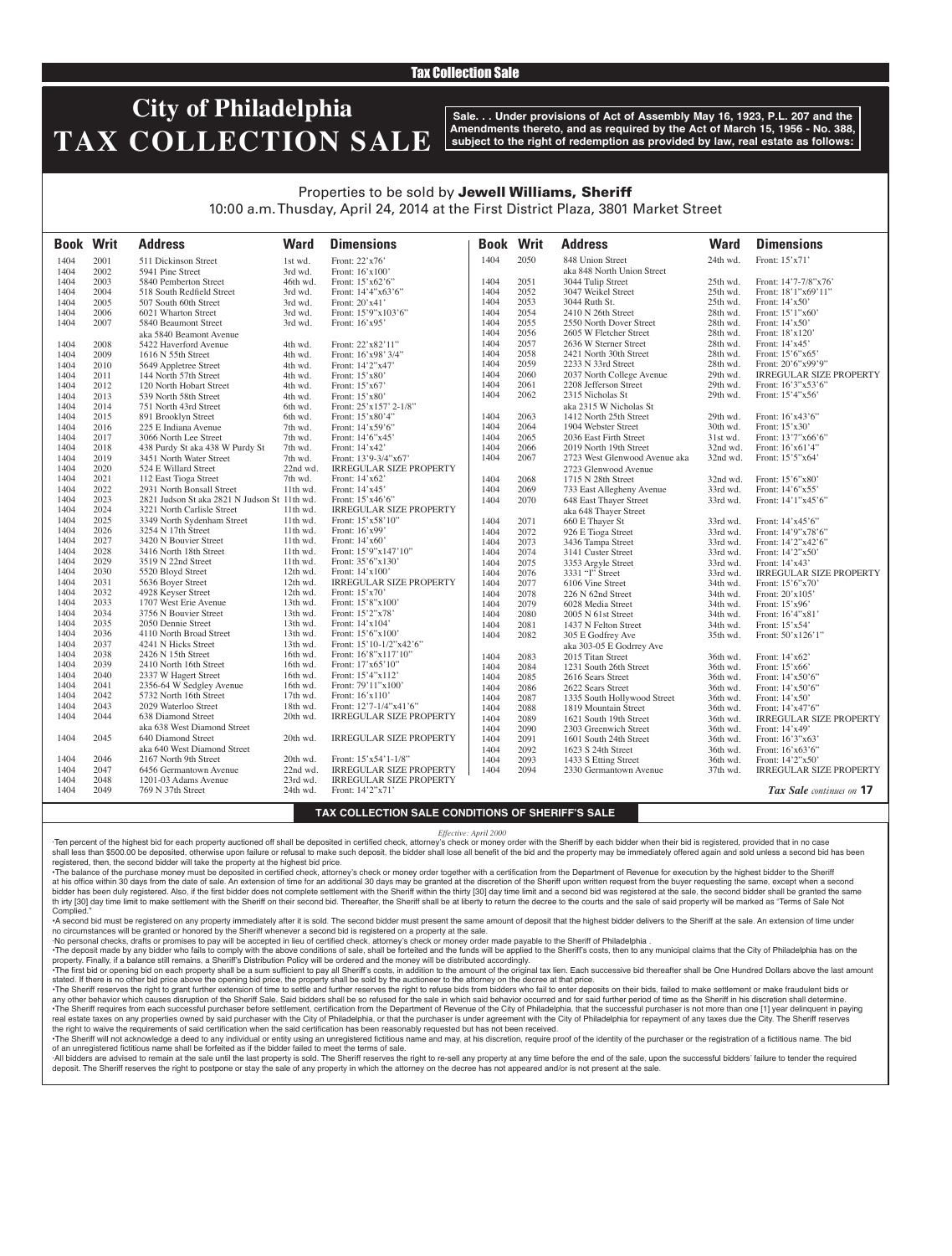Tax Collection Sale

# City of Philadelphia TAX COLLECTION SALE

**Sale. . . Under provisions of Act of Assembly May 16, 1923, P.L. 207 and the Amendments thereto, and as required by the Act of March 15, 1956 - No. 388, subject to the right of redemption as provided by law, real estate as follows:**

Properties to be sold by **Jewell Williams, Sheriff**
10:00 a.m. Thusday, April 24, 2014 at the First District Plaza, 3801 Market Street

| Book | Writ | Address | Ward | Dimensions |
|---|---|---|---|---|
| 1404 | 2001 | 511 Dickinson Street | 1st wd. | Front: 22'x76' |
| 1404 | 2002 | 5941 Pine Street | 3rd wd. | Front: 16'x100' |
| 1404 | 2003 | 5840 Pemberton Street | 46th wd. | Front: 15'x62'6" |
| 1404 | 2004 | 518 South Redfield Street | 3rd wd. | Front: 14'4"x63'6" |
| 1404 | 2005 | 507 South 60th Street | 3rd wd. | Front: 20'x41' |
| 1404 | 2006 | 6021 Wharton Street | 3rd wd. | Front: 15'9"x103'6" |
| 1404 | 2007 | 5840 Beaumont Street aka 5840 Beamont Avenue | 3rd wd. | Front: 16'x95' |
| 1404 | 2008 | 5422 Haverford Avenue | 4th wd. | Front: 22'x82'11" |
| 1404 | 2009 | 1616 N 55th Street | 4th wd. | Front: 16'x98' 3/4" |
| 1404 | 2010 | 5649 Appletree Street | 4th wd. | Front: 14'2"x47' |
| 1404 | 2011 | 144 North 57th Street | 4th wd. | Front: 15'x80' |
| 1404 | 2012 | 120 North Hobart Street | 4th wd. | Front: 15'x67' |
| 1404 | 2013 | 539 North 58th Street | 4th wd. | Front: 15'x80' |
| 1404 | 2014 | 751 North 43rd Street | 6th wd. | Front: 25'x157' 2-1/8" |
| 1404 | 2015 | 891 Brooklyn Street | 6th wd. | Front: 15'x80'4" |
| 1404 | 2016 | 225 E Indiana Avenue | 7th wd. | Front: 14'x59'6" |
| 1404 | 2017 | 3066 North Lee Street | 7th wd. | Front: 14'6"x45' |
| 1404 | 2018 | 438 Purdy St aka 438 W Purdy St | 7th wd. | Front: 14'x42' |
| 1404 | 2019 | 3451 North Water Street | 7th wd. | Front: 13'9-3/4"x67' |
| 1404 | 2020 | 524 E Willard Street | 22nd wd. | IRREGULAR SIZE PROPERTY |
| 1404 | 2021 | 112 East Tioga Street | 7th wd. | Front: 14'x62' |
| 1404 | 2022 | 2931 North Bonsall Street | 11th wd. | Front: 14'x45' |
| 1404 | 2023 | 2821 Judson St aka 2821 N Judson St | 11th wd. | Front: 15'x46'6" |
| 1404 | 2024 | 3221 North Carlisle Street | 11th wd. | IRREGULAR SIZE PROPERTY |
| 1404 | 2025 | 3349 North Sydenham Street | 11th wd. | Front: 15'x58'10" |
| 1404 | 2026 | 3254 N 17th Street | 11th wd. | Front: 16'x99' |
| 1404 | 2027 | 3420 N Bouvier Street | 11th wd. | Front: 14'x60' |
| 1404 | 2028 | 3416 North 18th Street | 11th wd. | Front: 15'9"x147'10" |
| 1404 | 2029 | 3519 N 22nd Street | 11th wd. | Front: 35'6"x130' |
| 1404 | 2030 | 5520 Bloyd Street | 12th wd. | Front: 14'x100' |
| 1404 | 2031 | 5636 Boyer Street | 12th wd. | IRREGULAR SIZE PROPERTY |
| 1404 | 2032 | 4928 Keyser Street | 12th wd. | Front: 15'x70' |
| 1404 | 2033 | 1707 West Erie Avenue | 13th wd. | Front: 15'8"x100' |
| 1404 | 2034 | 3756 N Bouvier Street | 13th wd. | Front: 15'2"x78' |
| 1404 | 2035 | 2050 Dennie Street | 13th wd. | Front: 14'x104' |
| 1404 | 2036 | 4110 North Broad Street | 13th wd. | Front: 15'6"x100' |
| 1404 | 2037 | 4241 N Hicks Street | 13th wd. | Front: 15'10-1/2"x42'6" |
| 1404 | 2038 | 2426 N 15th Street | 16th wd. | Front: 16'8"x117'10" |
| 1404 | 2039 | 2410 North 16th Street | 16th wd. | Front: 17'x65'10" |
| 1404 | 2040 | 2337 W Hagert Street | 16th wd. | Front: 15'4"x112' |
| 1404 | 2041 | 2356-64 W Sedgley Avenue | 16th wd. | Front: 79'11"x100' |
| 1404 | 2042 | 5732 North 16th Street | 17th wd. | Front: 16'x110' |
| 1404 | 2043 | 2029 Waterloo Street | 18th wd. | Front: 12'7-1/4"x41'6" |
| 1404 | 2044 | 638 Diamond Street aka 638 West Diamond Street | 20th wd. | IRREGULAR SIZE PROPERTY |
| 1404 | 2045 | 640 Diamond Street aka 640 West Diamond Street | 20th wd. | IRREGULAR SIZE PROPERTY |
| 1404 | 2046 | 2167 North 9th Street | 20th wd. | Front: 15'x54'1-1/8" |
| 1404 | 2047 | 6456 Germantown Avenue | 22nd wd. | IRREGULAR SIZE PROPERTY |
| 1404 | 2048 | 1201-03 Adams Avenue | 23rd wd. | IRREGULAR SIZE PROPERTY |
| 1404 | 2049 | 769 N 37th Street | 24th wd. | Front: 14'2"x71' |
| 1404 | 2050 | 848 Union Street aka 848 North Union Street | 24th wd. | Front: 15'x71' |
| 1404 | 2051 | 3044 Tulip Street | 25th wd. | Front: 14'7-7/8"x76' |
| 1404 | 2052 | 3047 Weikel Street | 25th wd. | Front: 18'1"x69'11" |
| 1404 | 2053 | 3044 Ruth St. | 25th wd. | Front: 14'x50' |
| 1404 | 2054 | 2410 N 26th Street | 28th wd. | Front: 15'1"x60' |
| 1404 | 2055 | 2550 North Dover Street | 28th wd. | Front: 14'x50' |
| 1404 | 2056 | 2605 W Fletcher Street | 28th wd. | Front: 18'x120' |
| 1404 | 2057 | 2636 W Sterner Street | 28th wd. | Front: 14'x45' |
| 1404 | 2058 | 2421 North 30th Street | 28th wd. | Front: 15'6"x65' |
| 1404 | 2059 | 2233 N 33rd Street | 28th wd. | Front: 20'6"x99'9" |
| 1404 | 2060 | 2037 North College Avenue | 29th wd. | IRREGULAR SIZE PROPERTY |
| 1404 | 2061 | 2208 Jefferson Street | 29th wd. | Front: 16'3"x53'6" |
| 1404 | 2062 | 2315 Nicholas St aka 2315 W Nicholas St | 29th wd. | Front: 15'4"x56' |
| 1404 | 2063 | 1412 North 25th Street | 29th wd. | Front: 16'x43'6" |
| 1404 | 2064 | 1904 Webster Street | 30th wd. | Front: 15'x30' |
| 1404 | 2065 | 2036 East Firth Street | 31st wd. | Front: 13'7"x66'6" |
| 1404 | 2066 | 2019 North 19th Street | 32nd wd. | Front: 16'x61'4" |
| 1404 | 2067 | 2723 West Glenwood Avenue aka 2723 Glenwood Avenue | 32nd wd. | Front: 15'5"x64' |
| 1404 | 2068 | 1715 N 28th Street | 32nd wd. | Front: 15'6"x80' |
| 1404 | 2069 | 733 East Allegheny Avenue | 33rd wd. | Front: 14'6"x55' |
| 1404 | 2070 | 648 East Thayer Street aka 648 Thayer Street | 33rd wd. | Front: 14'1"x45'6" |
| 1404 | 2071 | 660 E Thayer St | 33rd wd. | Front: 14'x45'6" |
| 1404 | 2072 | 926 E Tioga Street | 33rd wd. | Front: 14'9"x78'6" |
| 1404 | 2073 | 3436 Tampa Street | 33rd wd. | Front: 14'2"x42'6" |
| 1404 | 2074 | 3141 Custer Street | 33rd wd. | Front: 14'2"x50' |
| 1404 | 2075 | 3353 Argyle Street | 33rd wd. | Front: 14'x43' |
| 1404 | 2076 | 3331 "I" Street | 33rd wd. | IRREGULAR SIZE PROPERTY |
| 1404 | 2077 | 6106 Vine Street | 34th wd. | Front: 15'6"x70' |
| 1404 | 2078 | 226 N 62nd Street | 34th wd. | Front: 20'x105' |
| 1404 | 2079 | 6028 Media Street | 34th wd. | Front: 15'x96' |
| 1404 | 2080 | 2005 N 61st Street | 34th wd. | Front: 16'4"x81' |
| 1404 | 2081 | 1437 N Felton Street | 34th wd. | Front: 15'x54' |
| 1404 | 2082 | 305 E Godfrey Ave aka 303-05 E Godrey Ave | 35th wd. | Front: 50'x126'1" |
| 1404 | 2083 | 2015 Titan Street | 36th wd. | Front: 14'x62' |
| 1404 | 2084 | 1231 South 26th Street | 36th wd. | Front: 15'x66' |
| 1404 | 2085 | 2616 Sears Street | 36th wd. | Front: 14'x50'6" |
| 1404 | 2086 | 2622 Sears Street | 36th wd. | Front: 14'x50'6" |
| 1404 | 2087 | 1335 South Hollywood Street | 36th wd. | Front: 14'x50' |
| 1404 | 2088 | 1819 Mountain Street | 36th wd. | Front: 14'x47'6" |
| 1404 | 2089 | 1621 South 19th Street | 36th wd. | IRREGULAR SIZE PROPERTY |
| 1404 | 2090 | 2303 Greenwich Street | 36th wd. | Front: 14'x49' |
| 1404 | 2091 | 1601 South 24th Street | 36th wd. | Front: 16'3"x63' |
| 1404 | 2092 | 1623 S 24th Street | 36th wd. | Front: 16'x63'6" |
| 1404 | 2093 | 1433 S Etting Street | 36th wd. | Front: 14'2"x50' |
| 1404 | 2094 | 2330 Germantown Avenue | 37th wd. | IRREGULAR SIZE PROPERTY |

***Tax Sale** continues on* **17**

## TAX COLLECTION SALE CONDITIONS OF SHERIFF'S SALE

*Effective: April 2000*

·Ten percent of the highest bid for each property auctioned off shall be deposited in certified check, attorney's check or money order with the Sheriff by each bidder when their bid is registered, provided that in no case shall less than $500.00 be deposited, otherwise upon failure or refusal to make such deposit, the bidder shall lose all benefit of the bid and the property may be immediately offered again and sold unless a second bid has been registered, then, the second bidder will take the property at the highest bid price.

•The balance of the purchase money must be deposited in certified check, attorney's check or money order together with a certification from the Department of Revenue for execution by the highest bidder to the Sheriff at his office within 30 days from the date of sale. An extension of time for an additional 30 days may be granted at the discretion of the Sheriff upon written request from the buyer requesting the same, except when a second bidder has been duly registered. Also, if the first bidder does not complete settlement with the Sheriff within the thirty [30] day time limit and a second bid was registered at the sale, the second bidder shall be granted the same th irty [30] day time limit to make settlement with the Sheriff on their second bid. Thereafter, the Sheriff shall be at liberty to return the decree to the courts and the sale of said property will be marked as "Terms of Sale Not Complied."

•A second bid must be registered on any property immediately after it is sold. The second bidder must present the same amount of deposit that the highest bidder delivers to the Sheriff at the sale. An extension of time under no circumstances will be granted or honored by the Sheriff whenever a second bid is registered on a property at the sale.

·No personal checks, drafts or promises to pay will be accepted in lieu of certified check, attorney's check or money order made payable to the Sheriff of Philadelphia .

•The deposit made by any bidder who fails to comply with the above conditions of sale, shall be forteited and the funds will be applied to the Sheriff's costs, then to any municipal claims that the City of Philadelphia has on the property. Finally, if a balance still remains, a Sheriff's Distribution Policy will be ordered and the money will be distributed accordingly.

•The first bid or opening bid on each property shall be a sum sufficient to pay all Sheriff's costs, in addition to the amount of the original tax lien. Each successive bid thereafter shall be One Hundred Dollars above the last amount stated. If there is no other bid price above the opening bid price, the property shall be sold by the auctioneer to the attorney on the decree at that price.

•The Sheriff reserves the right to grant further extension of time to settle and further reserves the right to refuse bids from bidders who fail to enter deposits on their bids, failed to make settlement or make fraudulent bids or any other behavior which causes disruption of the Sheriff Sale. Said bidders shall be so refused for the sale in which said behavior occurred and for said further period of time as the Sheriff in his discretion shall determine.

•The Sheriff requires from each successful purchaser before settlement, certification from the Department of Revenue of the City of Philadelphia, that the successful purchaser is not more than one [1] year delinquent in paying real estate taxes on any properties owned by said purchaser with the City of Philadelphia, or that the purchaser is under agreement with the City of Philadelphia for repayment of any taxes due the City. The Sheriff reserves the right to waive the requirements of said certification when the said certification has been reasonably requested but has not been received.

•The Sheriff will not acknowledge a deed to any individual or entity using an unregistered fictitious name and may, at his discretion, require proof of the identity of the purchaser or the registration of a fictitious name. The bid of an unregistered fictitious name shall be forfeited as if the bidder failed to meet the terms of sale.

·All bidders are advised to remain at the sale until the last property is sold. The Sheriff reserves the right to re-sell any property at any time before the end of the sale, upon the successful bidders' failure to tender the required deposit. The Sheriff reserves the right to postpone or stay the sale of any property in which the attorney on the decree has not appeared and/or is not present at the sale.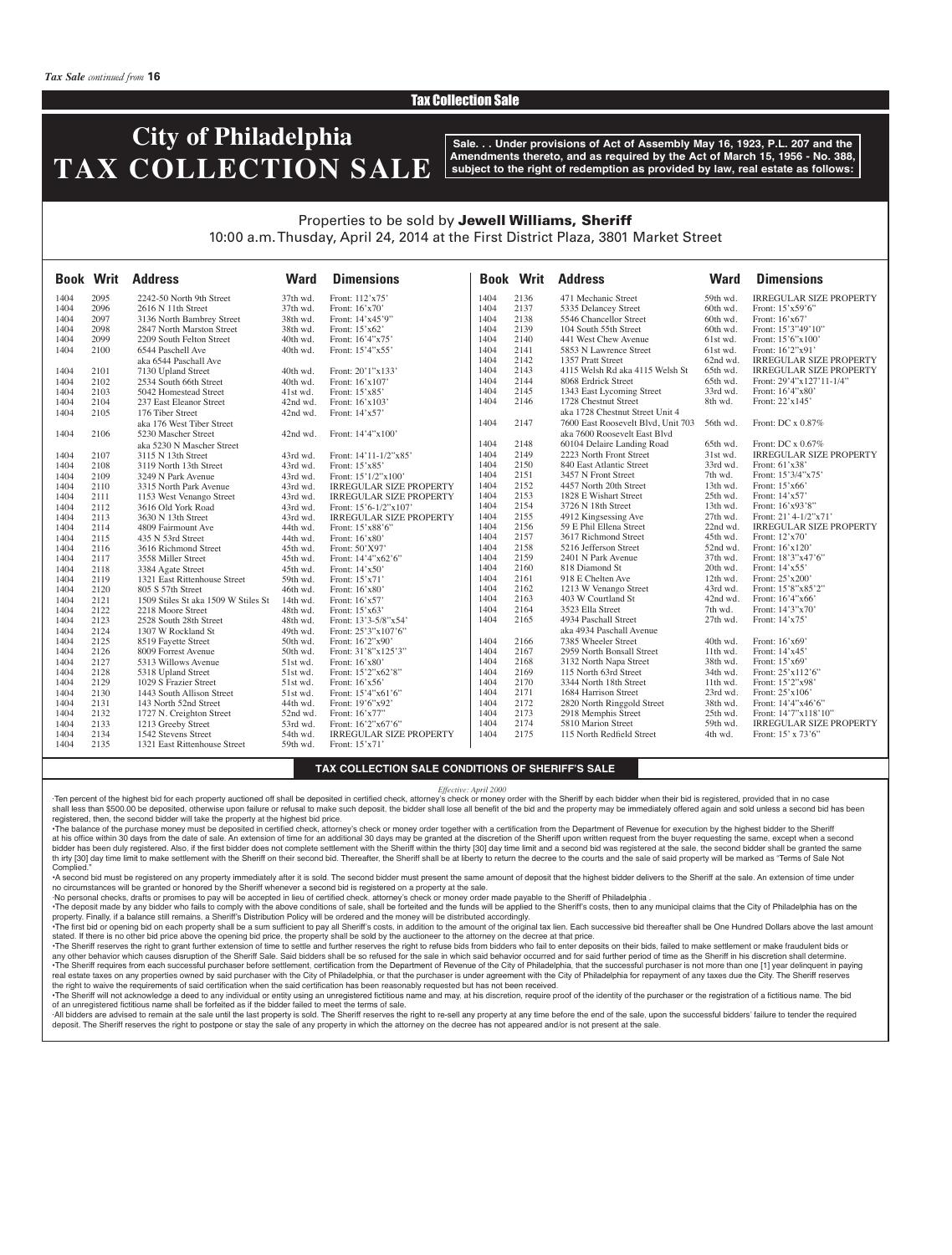*Tax Sale continued from* **16**

## Tax Collection Sale

# City of Philadelphia TAX COLLECTION SALE

**Sale. . . Under provisions of Act of Assembly May 16, 1923, P.L. 207 and the Amendments thereto, and as required by the Act of March 15, 1956 - No. 388, subject to the right of redemption as provided by law, real estate as follows:**

Properties to be sold by **Jewell Williams, Sheriff**
10:00 a.m. Thusday, April 24, 2014 at the First District Plaza, 3801 Market Street

| Book | Writ | Address | Ward | Dimensions |
|---|---|---|---|---|
| 1404 | 2095 | 2242-50 North 9th Street | 37th wd. | Front: 112'x75' |
| 1404 | 2096 | 2616 N 11th Street | 37th wd. | Front: 16'x70' |
| 1404 | 2097 | 3136 North Bambrey Street | 38th wd. | Front: 14'x45'9" |
| 1404 | 2098 | 2847 North Marston Street | 38th wd. | Front: 15'x62' |
| 1404 | 2099 | 2209 South Felton Street | 40th wd. | Front: 16'4"x75' |
| 1404 | 2100 | 6544 Paschell Ave aka 6544 Paschall Ave | 40th wd. | Front: 15'4"x55' |
| 1404 | 2101 | 7130 Upland Street | 40th wd. | Front: 20'1"x133' |
| 1404 | 2102 | 2534 South 66th Street | 40th wd. | Front: 16'x107' |
| 1404 | 2103 | 5042 Homestead Street | 41st wd. | Front: 15'x85' |
| 1404 | 2104 | 237 East Eleanor Street | 42nd wd. | Front: 16'x103' |
| 1404 | 2105 | 176 Tiber Street aka 176 West Tiber Street | 42nd wd. | Front: 14'x57' |
| 1404 | 2106 | 5230 Mascher Street aka 5230 N Mascher Street | 42nd wd. | Front: 14'4"x100' |
| 1404 | 2107 | 3115 N 13th Street | 43rd wd. | Front: 14'11-1/2"x85' |
| 1404 | 2108 | 3119 North 13th Street | 43rd wd. | Front: 15'x85' |
| 1404 | 2109 | 3249 N Park Avenue | 43rd wd. | Front: 15'1/2"x100' |
| 1404 | 2110 | 3315 North Park Avenue | 43rd wd. | IRREGULAR SIZE PROPERTY |
| 1404 | 2111 | 1153 West Venango Street | 43rd wd. | IRREGULAR SIZE PROPERTY |
| 1404 | 2112 | 3616 Old York Road | 43rd wd. | Front: 15'6-1/2"x107' |
| 1404 | 2113 | 3630 N 13th Street | 43rd wd. | IRREGULAR SIZE PROPERTY |
| 1404 | 2114 | 4809 Fairmount Ave | 44th wd. | Front: 15'x88'6" |
| 1404 | 2115 | 435 N 53rd Street | 44th wd. | Front: 16'x80' |
| 1404 | 2116 | 3616 Richmond Street | 45th wd. | Front: 50'X97' |
| 1404 | 2117 | 3558 Miller Street | 45th wd. | Front: 14'4"x62'6" |
| 1404 | 2118 | 3384 Agate Street | 45th wd. | Front: 14'x50' |
| 1404 | 2119 | 1321 East Rittenhouse Street | 59th wd. | Front: 15'x71' |
| 1404 | 2120 | 805 S 57th Street | 46th wd. | Front: 16'x80' |
| 1404 | 2121 | 1509 Stiles St aka 1509 W Stiles St | 14th wd. | Front: 16'x57' |
| 1404 | 2122 | 2218 Moore Street | 48th wd. | Front: 15'x63' |
| 1404 | 2123 | 2528 South 28th Street | 48th wd. | Front: 13'3-5/8"x54' |
| 1404 | 2124 | 1307 W Rockland St | 49th wd. | Front: 25'3"x107'6" |
| 1404 | 2125 | 8519 Fayette Street | 50th wd. | Front: 16'2"x90' |
| 1404 | 2126 | 8009 Forrest Avenue | 50th wd. | Front: 31'8"x125'3" |
| 1404 | 2127 | 5313 Willows Avenue | 51st wd. | Front: 16'x80' |
| 1404 | 2128 | 5318 Upland Street | 51st wd. | Front: 15'2"x62'8" |
| 1404 | 2129 | 1029 S Frazier Street | 51st wd. | Front: 16'x56' |
| 1404 | 2130 | 1443 South Allison Street | 51st wd. | Front: 15'4"x61'6" |
| 1404 | 2131 | 143 North 52nd Street | 44th wd. | Front: 19'6"x92' |
| 1404 | 2132 | 1727 N. Creighton Street | 52nd wd. | Front: 16'x77' |
| 1404 | 2133 | 1213 Greeby Street | 53rd wd. | Front: 16'2"x67'6" |
| 1404 | 2134 | 1542 Stevens Street | 54th wd. | IRREGULAR SIZE PROPERTY |
| 1404 | 2135 | 1321 East Rittenhouse Street | 59th wd. | Front: 15'x71' |
| 1404 | 2136 | 471 Mechanic Street | 59th wd. | IRREGULAR SIZE PROPERTY |
| 1404 | 2137 | 5335 Delancey Street | 60th wd. | Front: 15'x59'6" |
| 1404 | 2138 | 5546 Chancellor Street | 60th wd. | Front: 16'x67' |
| 1404 | 2139 | 104 South 55th Street | 60th wd. | Front: 15'3"49'10" |
| 1404 | 2140 | 441 West Chew Avenue | 61st wd. | Front: 15'6"x100' |
| 1404 | 2141 | 5853 N Lawrence Street | 61st wd. | Front: 16'2"x91' |
| 1404 | 2142 | 1357 Pratt Street | 62nd wd. | IRREGULAR SIZE PROPERTY |
| 1404 | 2143 | 4115 Welsh Rd aka 4115 Welsh St | 65th wd. | IRREGULAR SIZE PROPERTY |
| 1404 | 2144 | 8068 Erdrick Street | 65th wd. | Front: 29'4"x127'11-1/4" |
| 1404 | 2145 | 1343 East Lycoming Street | 33rd wd. | Front: 16'4"x80' |
| 1404 | 2146 | 1728 Chestnut Street aka 1728 Chestnut Street Unit 4 | 8th wd. | Front: 22'x145' |
| 1404 | 2147 | 7600 East Roosevelt Blvd, Unit 703 aka 7600 Roosevelt East Blvd | 56th wd. | Front: DC x 0.87% |
| 1404 | 2148 | 60104 Delaire Landing Road | 65th wd. | Front: DC x 0.67% |
| 1404 | 2149 | 2223 North Front Street | 31st wd. | IRREGULAR SIZE PROPERTY |
| 1404 | 2150 | 840 East Atlantic Street | 33rd wd. | Front: 61'x38' |
| 1404 | 2151 | 3457 N Front Street | 7th wd. | Front: 15'3/4"x75' |
| 1404 | 2152 | 4457 North 20th Street | 13th wd. | Front: 15'x66' |
| 1404 | 2153 | 1828 E Wishart Street | 25th wd. | Front: 14'x57' |
| 1404 | 2154 | 3726 N 18th Street | 13th wd. | Front: 16'x93'8" |
| 1404 | 2155 | 4912 Kingsessing Ave | 27th wd. | Front: 21' 4-1/2"x71' |
| 1404 | 2156 | 59 E Phil Ellena Street | 22nd wd. | IRREGULAR SIZE PROPERTY |
| 1404 | 2157 | 3617 Richmond Street | 45th wd. | Front: 12'x70' |
| 1404 | 2158 | 5216 Jefferson Street | 52nd wd. | Front: 16'x120' |
| 1404 | 2159 | 2401 N Park Avenue | 37th wd. | Front: 18'3"x47'6" |
| 1404 | 2160 | 818 Diamond St | 20th wd. | Front: 14'x55' |
| 1404 | 2161 | 918 E Chelten Ave | 12th wd. | Front: 25'x200' |
| 1404 | 2162 | 1213 W Venango Street | 43rd wd. | Front: 15'8"x85'2" |
| 1404 | 2163 | 403 W Courtland St | 42nd wd. | Front: 16'4"x66' |
| 1404 | 2164 | 3523 Ella Street | 7th wd. | Front: 14'3"x70' |
| 1404 | 2165 | 4934 Paschall Street aka 4934 Paschall Avenue | 27th wd. | Front: 14'x75' |
| 1404 | 2166 | 7385 Wheeler Street | 40th wd. | Front: 16'x69' |
| 1404 | 2167 | 2959 North Bonsall Street | 11th wd. | Front: 14'x45' |
| 1404 | 2168 | 3132 North Napa Street | 38th wd. | Front: 15'x69' |
| 1404 | 2169 | 115 North 63rd Street | 34th wd. | Front: 25'x112'6" |
| 1404 | 2170 | 3344 North 18th Street | 11th wd. | Front: 15'2"x98' |
| 1404 | 2171 | 1684 Harrison Street | 23rd wd. | Front: 25'x106' |
| 1404 | 2172 | 2820 North Ringgold Street | 38th wd. | Front: 14'4"x46'6" |
| 1404 | 2173 | 2918 Memphis Street | 25th wd. | Front: 14'7"x118'10" |
| 1404 | 2174 | 5810 Marion Street | 59th wd. | IRREGULAR SIZE PROPERTY |
| 1404 | 2175 | 115 North Redfield Street | 4th wd. | Front: 15' x 73'6" |

## TAX COLLECTION SALE CONDITIONS OF SHERIFF'S SALE

*Effective: April 2000*

·Ten percent of the highest bid for each property auctioned off shall be deposited in certified check, attorney's check or money order with the Sheriff by each bidder when their bid is registered, provided that in no case shall less than $500.00 be deposited, otherwise upon failure or refusal to make such deposit, the bidder shall lose all benefit of the bid and the property may be immediately offered again and sold unless a second bid has been registered, then, the second bidder will take the property at the highest bid price.

•The balance of the purchase money must be deposited in certified check, attorney's check or money order together with a certification from the Department of Revenue for execution by the highest bidder to the Sheriff at his office within 30 days from the date of sale. An extension of time for an additional 30 days may be granted at the discretion of the Sheriff upon written request from the buyer requesting the same, except when a second bidder has been duly registered. Also, if the first bidder does not complete settlement with the Sheriff within the thirty [30] day time limit and a second bid was registered at the sale, the second bidder shall be granted the same th irty [30] day time limit to make settlement with the Sheriff on their second bid. Thereafter, the Sheriff shall be at liberty to return the decree to the courts and the sale of said property will be marked as "Terms of Sale Not Complied."

•A second bid must be registered on any property immediately after it is sold. The second bidder must present the same amount of deposit that the highest bidder delivers to the Sheriff at the sale. An extension of time under no circumstances will be granted or honored by the Sheriff whenever a second bid is registered on a property at the sale.

·No personal checks, drafts or promises to pay will be accepted in lieu of certified check, attorney's check or money order made payable to the Sheriff of Philadelphia .

•The deposit made by any bidder who fails to comply with the above conditions of sale, shall be forteited and the funds will be applied to the Sheriff's costs, then to any municipal claims that the City of Philadelphia has on the property. Finally, if a balance still remains, a Sheriff's Distribution Policy will be ordered and the money will be distributed accordingly.

•The first bid or opening bid on each property shall be a sum sufficient to pay all Sheriff's costs, in addition to the amount of the original tax lien. Each successive bid thereafter shall be One Hundred Dollars above the last amount stated. If there is no other bid price above the opening bid price, the property shall be sold by the auctioneer to the attorney on the decree at that price.

•The Sheriff reserves the right to grant further extension of time to settle and further reserves the right to refuse bids from bidders who fail to enter deposits on their bids, failed to make settlement or make fraudulent bids or any other behavior which causes disruption of the Sheriff Sale. Said bidders shall be so refused for the sale in which said behavior occurred and for said further period of time as the Sheriff in his discretion shall determine.

•The Sheriff requires from each successful purchaser before settlement, certification from the Department of Revenue of the City of Philadelphia, that the successful purchaser is not more than one [1] year delinquent in paying real estate taxes on any properties owned by said purchaser with the City of Philadelphia, or that the purchaser is under agreement with the City of Philadelphia for repayment of any taxes due the City. The Sheriff reserves the right to waive the requirements of said certification when the said certification has been reasonably requested but has not been received.

•The Sheriff will not acknowledge a deed to any individual or entity using an unregistered fictitious name and may, at his discretion, require proof of the identity of the purchaser or the registration of a fictitious name. The bid of an unregistered fictitious name shall be forfeited as if the bidder failed to meet the terms of sale.

·All bidders are advised to remain at the sale until the last property is sold. The Sheriff reserves the right to re-sell any property at any time before the end of the sale, upon the successful bidders' failure to tender the required deposit. The Sheriff reserves the right to postpone or stay the sale of any property in which the attorney on the decree has not appeared and/or is not present at the sale.